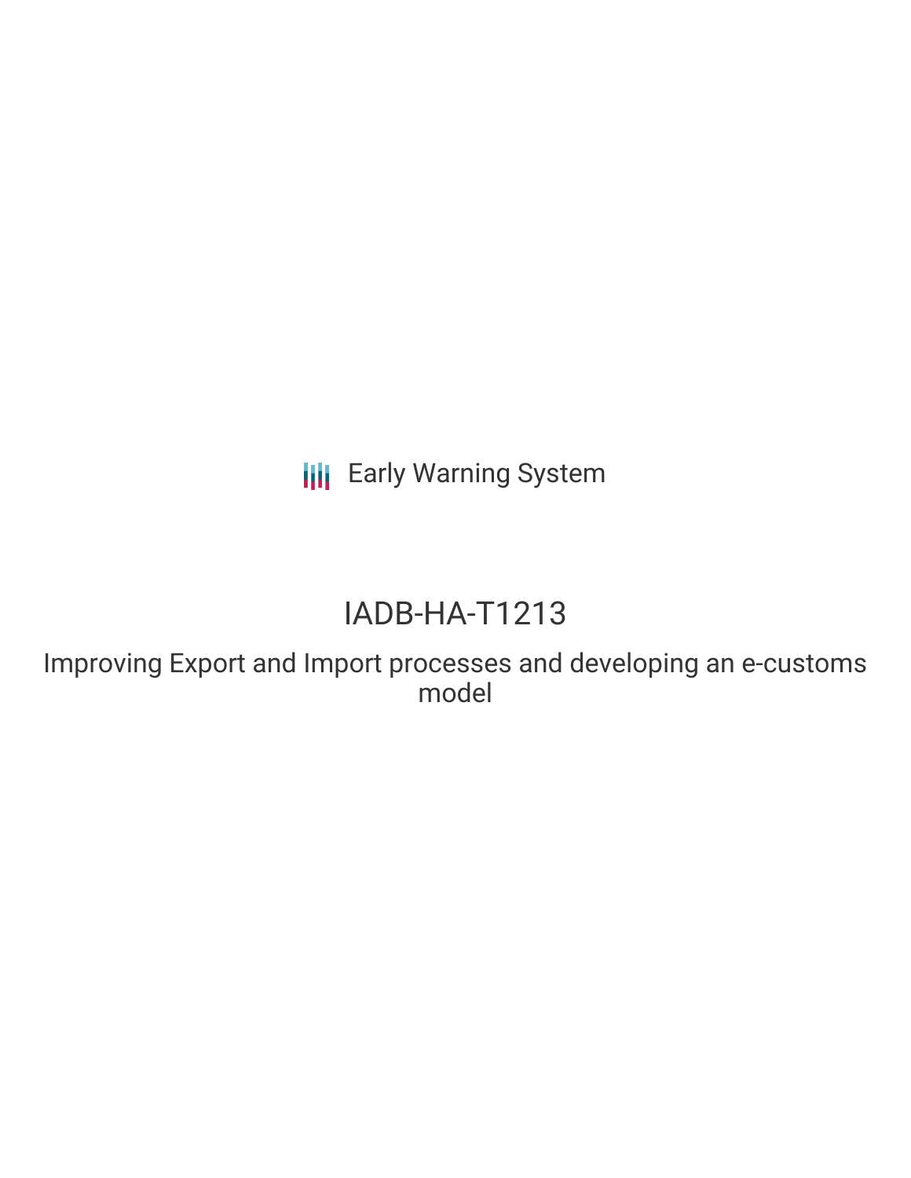Early Warning System

# IADB-HA-T1213

## Improving Export and Import processes and developing an e-customs model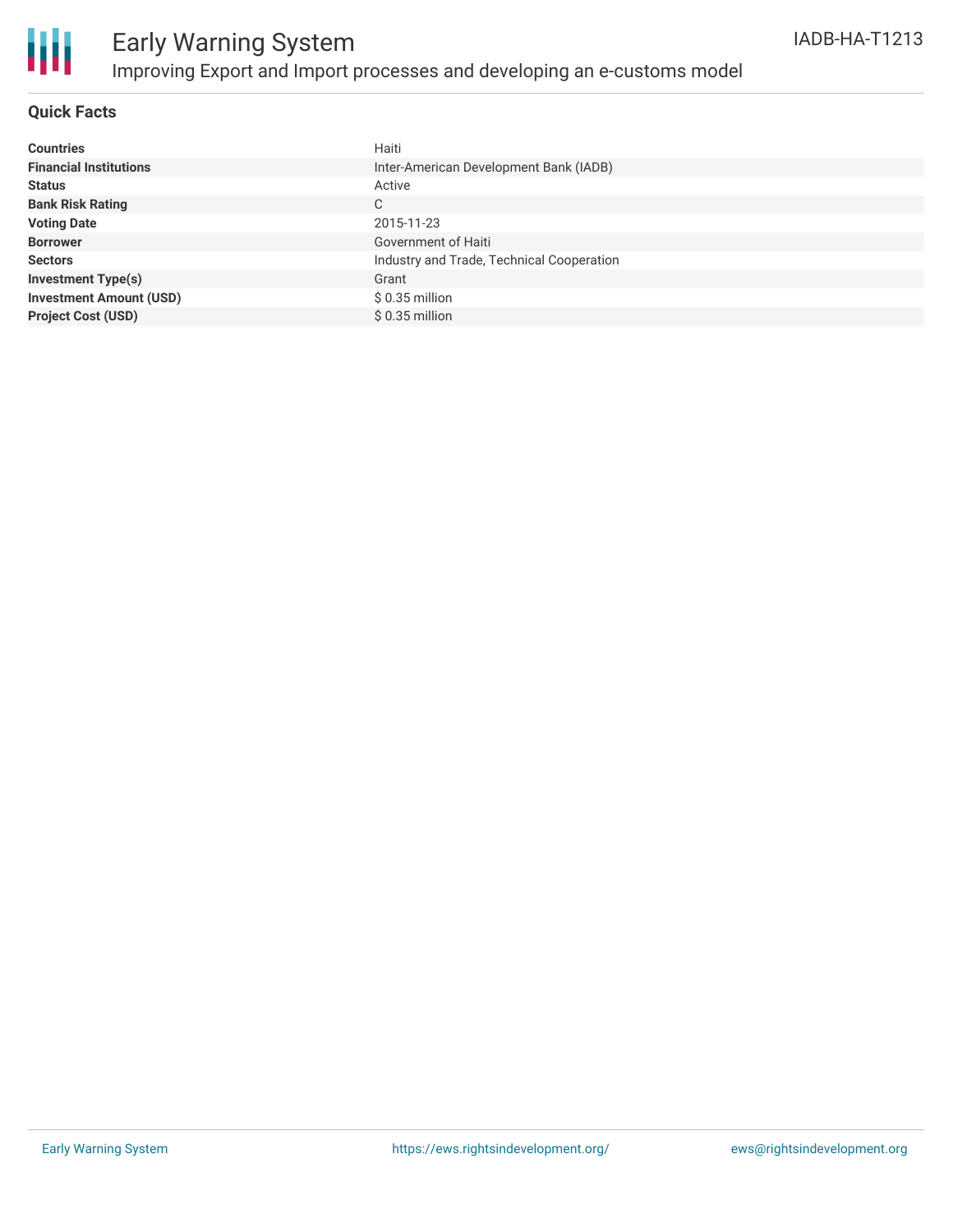# Early Warning System

## Improving Export and Import processes and developing an e-customs model

IADB-HA-T1213

### Quick Facts

| | |
|---|---|
| **Countries** | Haiti |
| **Financial Institutions** | Inter-American Development Bank (IADB) |
| **Status** | Active |
| **Bank Risk Rating** | C |
| **Voting Date** | 2015-11-23 |
| **Borrower** | Government of Haiti |
| **Sectors** | Industry and Trade, Technical Cooperation |
| **Investment Type(s)** | Grant |
| **Investment Amount (USD)** | $ 0.35 million |
| **Project Cost (USD)** | $ 0.35 million |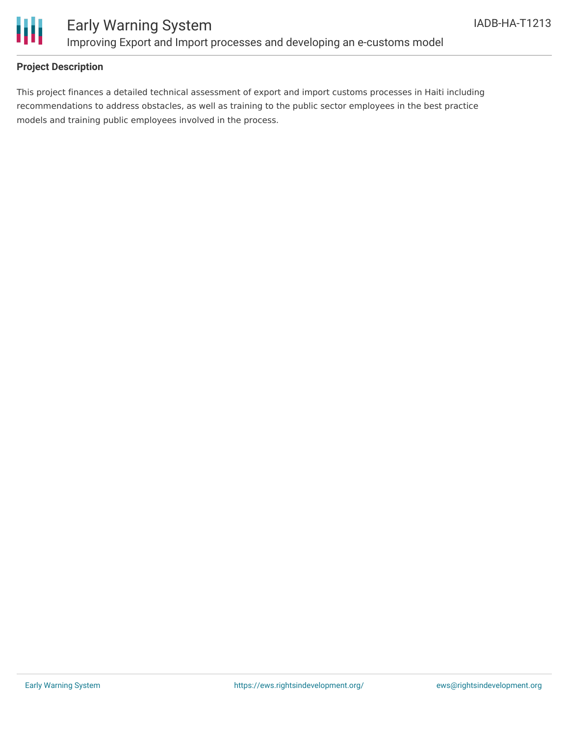## Project Description

This project finances a detailed technical assessment of export and import customs processes in Haiti including recommendations to address obstacles, as well as training to the public sector employees in the best practice models and training public employees involved in the process.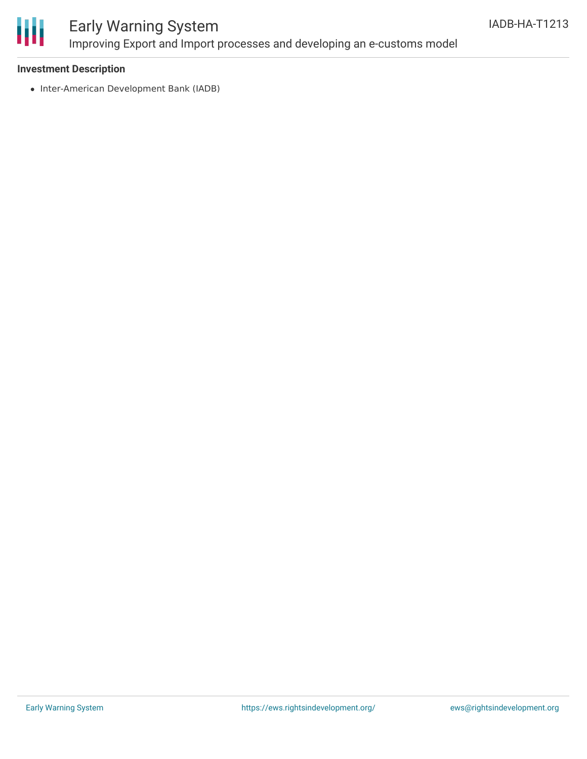**Investment Description**

- Inter-American Development Bank (IADB)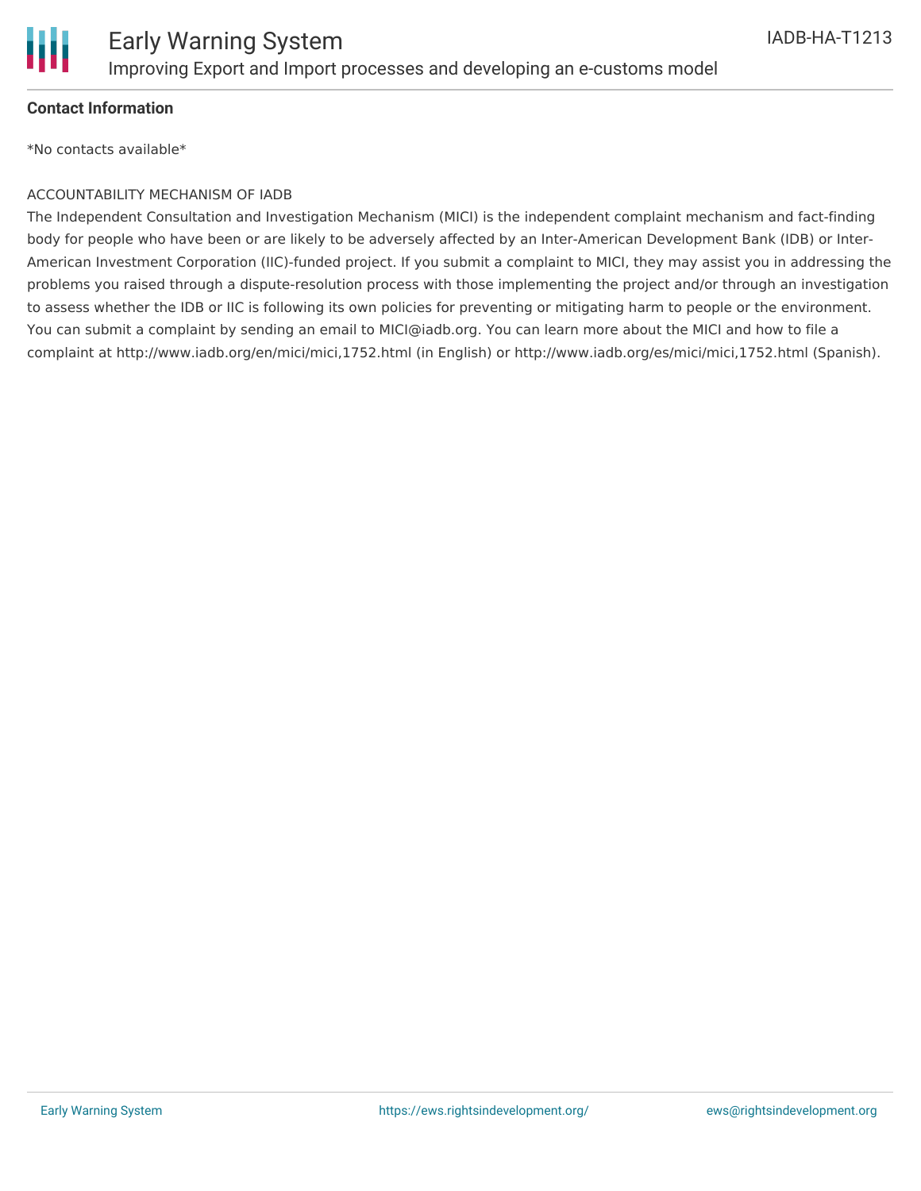**Contact Information**

*No contacts available*

ACCOUNTABILITY MECHANISM OF IADB

The Independent Consultation and Investigation Mechanism (MICI) is the independent complaint mechanism and fact-finding body for people who have been or are likely to be adversely affected by an Inter-American Development Bank (IDB) or Inter-American Investment Corporation (IIC)-funded project. If you submit a complaint to MICI, they may assist you in addressing the problems you raised through a dispute-resolution process with those implementing the project and/or through an investigation to assess whether the IDB or IIC is following its own policies for preventing or mitigating harm to people or the environment. You can submit a complaint by sending an email to MICI@iadb.org. You can learn more about the MICI and how to file a complaint at http://www.iadb.org/en/mici/mici,1752.html (in English) or http://www.iadb.org/es/mici/mici,1752.html (Spanish).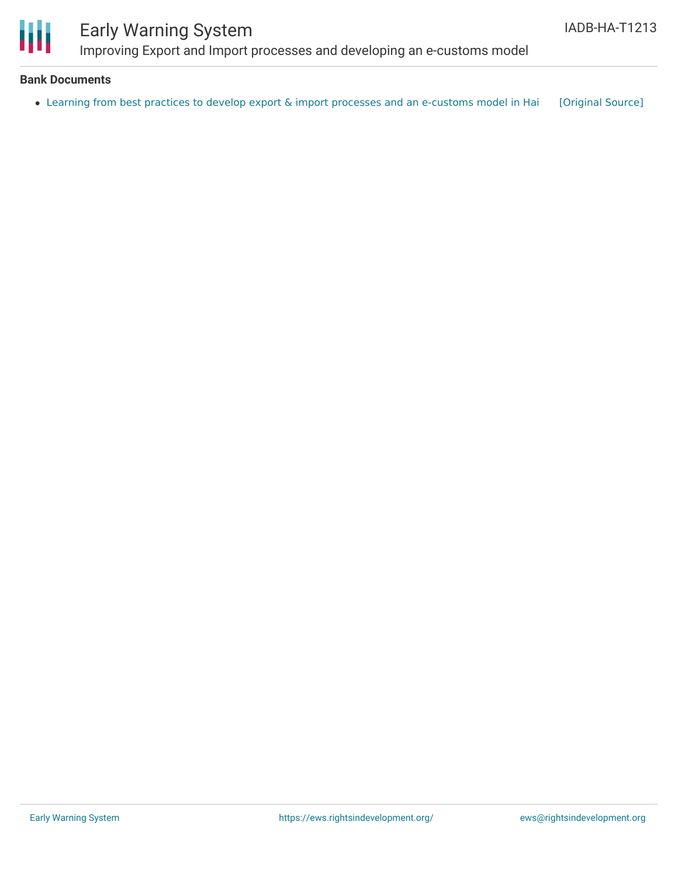**Bank Documents**

- Learning from best practices to develop export & import processes and an e-customs model in Hai [Original Source]